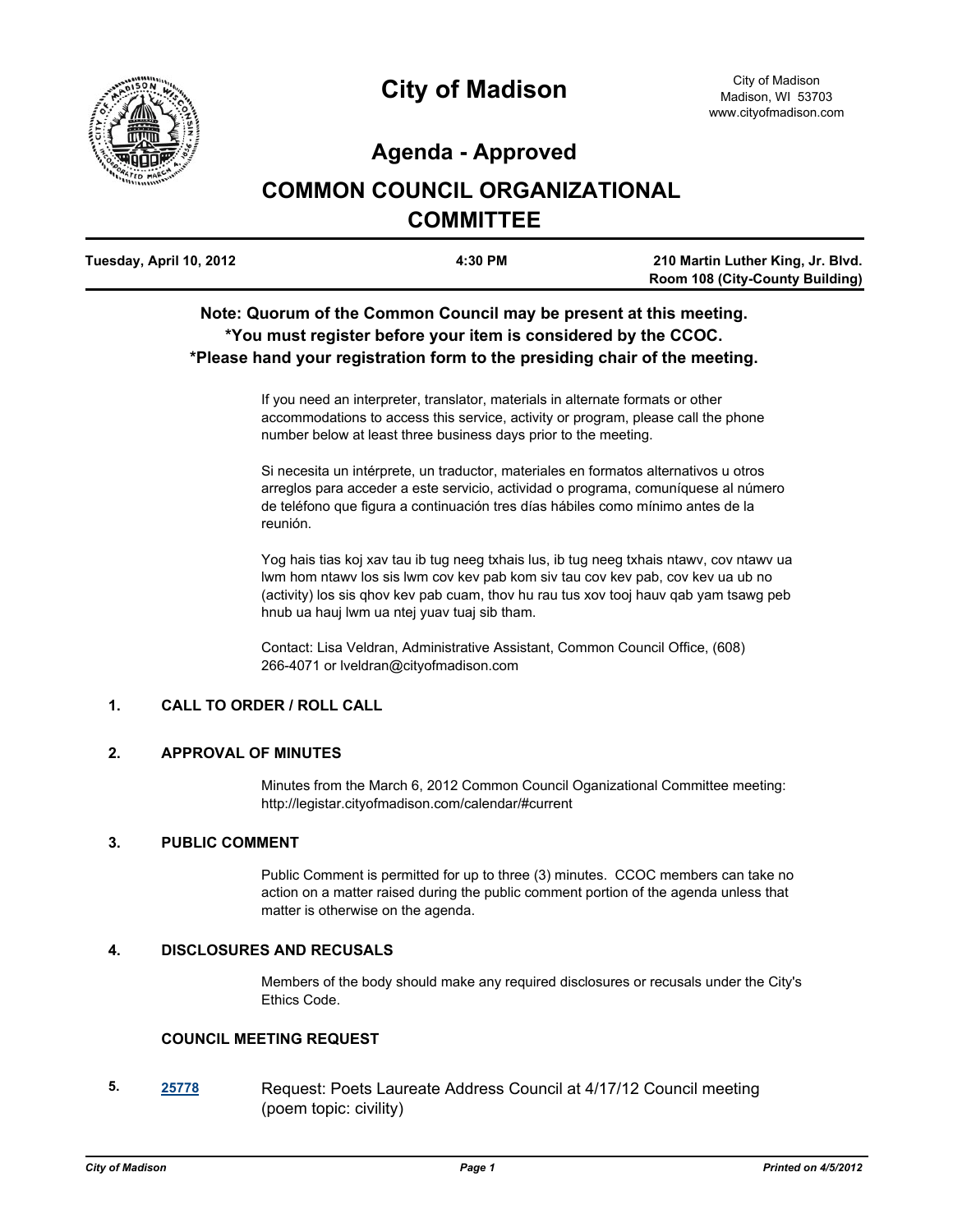# City of Madison

City of Madison
Madison, WI 53703
www.cityofmadison.com

## Agenda - Approved

## COMMON COUNCIL ORGANIZATIONAL COMMITTEE

| Tuesday, April 10, 2012 | 4:30 PM | 210 Martin Luther King, Jr. Blvd. Room 108 (City-County Building) |
|---|---|---|

**Note: Quorum of the Common Council may be present at this meeting.**
**\*You must register before your item is considered by the CCOC.**
**\*Please hand your registration form to the presiding chair of the meeting.**

If you need an interpreter, translator, materials in alternate formats or other accommodations to access this service, activity or program, please call the phone number below at least three business days prior to the meeting.

Si necesita un intérprete, un traductor, materiales en formatos alternativos u otros arreglos para acceder a este servicio, actividad o programa, comuníquese al número de teléfono que figura a continuación tres días hábiles como mínimo antes de la reunión.

Yog hais tias koj xav tau ib tug neeg txhais lus, ib tug neeg txhais ntawv, cov ntawv ua lwm hom ntawv los sis lwm cov kev pab kom siv tau cov kev pab, cov kev ua ub no (activity) los sis qhov kev pab cuam, thov hu rau tus xov tooj hauv qab yam tsawg peb hnub ua hauj lwm ua ntej yuav tuaj sib tham.

Contact: Lisa Veldran, Administrative Assistant, Common Council Office, (608) 266-4071 or lveldran@cityofmadison.com

**1. CALL TO ORDER / ROLL CALL**

**2. APPROVAL OF MINUTES**

Minutes from the March 6, 2012 Common Council Oganizational Committee meeting: http://legistar.cityofmadison.com/calendar/#current

**3. PUBLIC COMMENT**

Public Comment is permitted for up to three (3) minutes. CCOC members can take no action on a matter raised during the public comment portion of the agenda unless that matter is otherwise on the agenda.

**4. DISCLOSURES AND RECUSALS**

Members of the body should make any required disclosures or recusals under the City's Ethics Code.

**COUNCIL MEETING REQUEST**

**5.** 25778 Request: Poets Laureate Address Council at 4/17/12 Council meeting (poem topic: civility)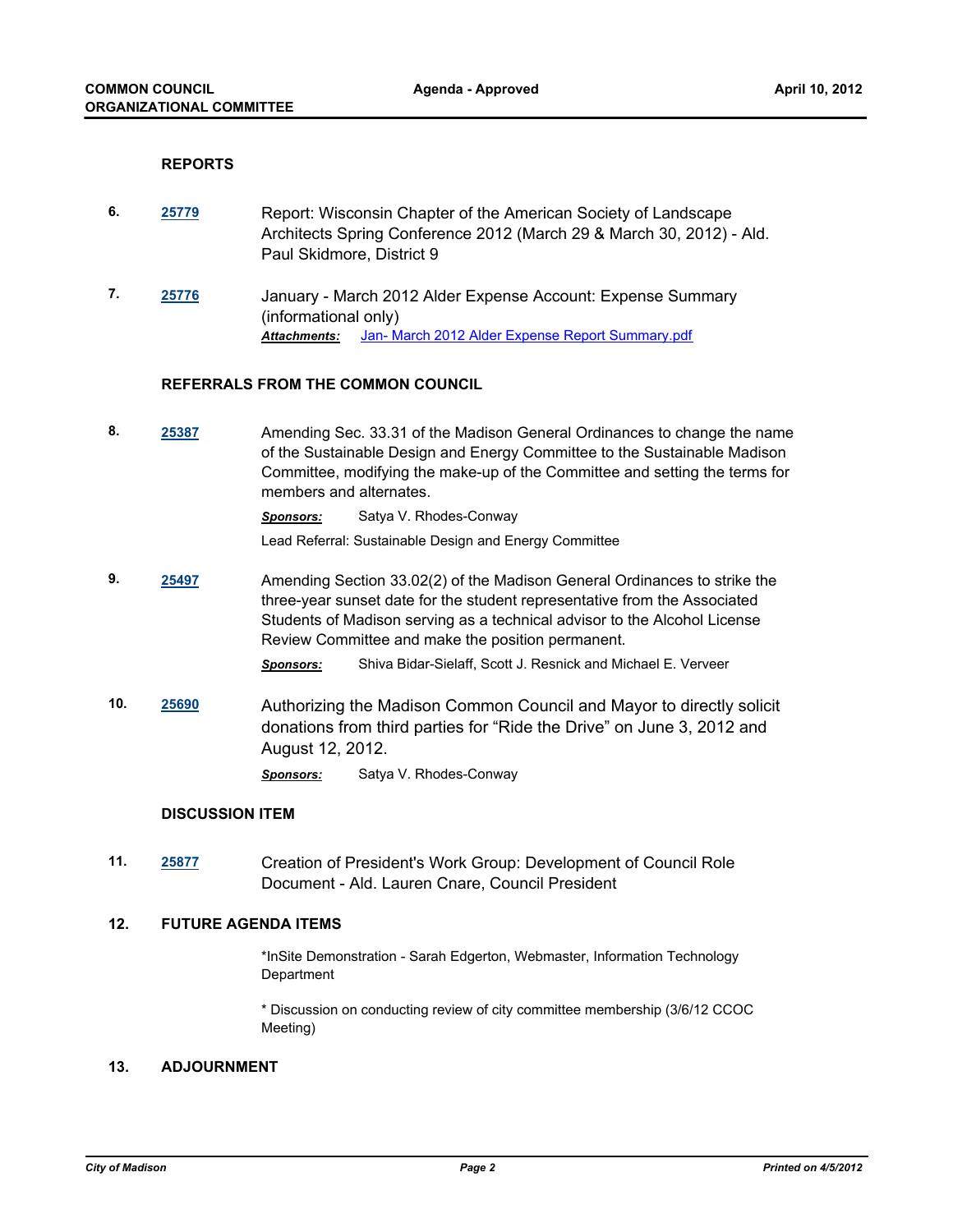## REPORTS

6. [25779](#) Report: Wisconsin Chapter of the American Society of Landscape Architects Spring Conference 2012 (March 29 & March 30, 2012) - Ald. Paul Skidmore, District 9

7. [25776](#) January - March 2012 Alder Expense Account: Expense Summary (informational only)

   ***Attachments:*** [Jan- March 2012 Alder Expense Report Summary.pdf](#)

## REFERRALS FROM THE COMMON COUNCIL

8. [25387](#) Amending Sec. 33.31 of the Madison General Ordinances to change the name of the Sustainable Design and Energy Committee to the Sustainable Madison Committee, modifying the make-up of the Committee and setting the terms for members and alternates.

   ***Sponsors:*** Satya V. Rhodes-Conway

   Lead Referral: Sustainable Design and Energy Committee

9. [25497](#) Amending Section 33.02(2) of the Madison General Ordinances to strike the three-year sunset date for the student representative from the Associated Students of Madison serving as a technical advisor to the Alcohol License Review Committee and make the position permanent.

   ***Sponsors:*** Shiva Bidar-Sielaff, Scott J. Resnick and Michael E. Verveer

10. [25690](#) Authorizing the Madison Common Council and Mayor to directly solicit donations from third parties for "Ride the Drive" on June 3, 2012 and August 12, 2012.

    ***Sponsors:*** Satya V. Rhodes-Conway

## DISCUSSION ITEM

11. [25877](#) Creation of President's Work Group: Development of Council Role Document - Ald. Lauren Cnare, Council President

## 12. FUTURE AGENDA ITEMS

*InSite Demonstration - Sarah Edgerton, Webmaster, Information Technology Department

* Discussion on conducting review of city committee membership (3/6/12 CCOC Meeting)

## 13. ADJOURNMENT